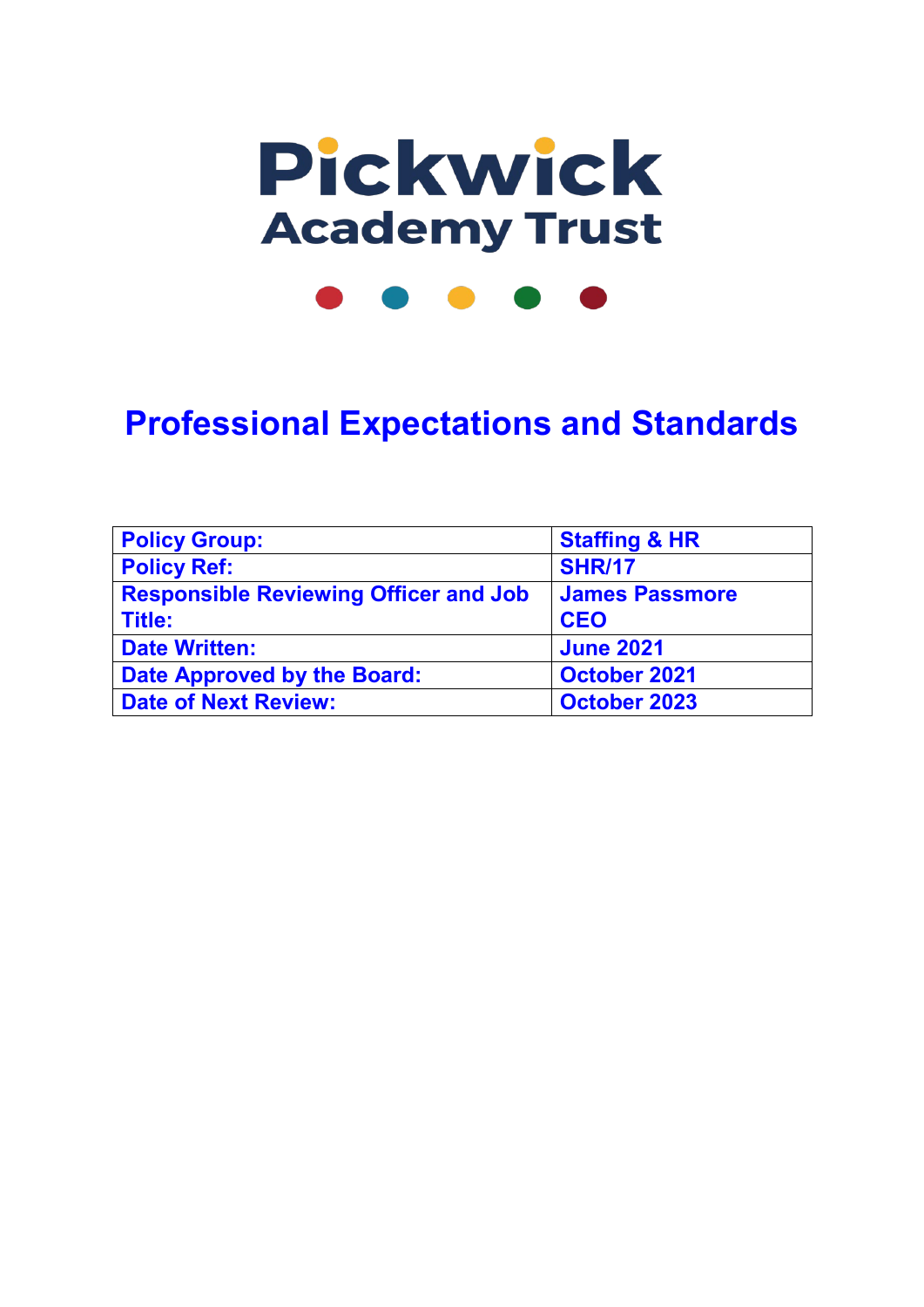# Pickwick Academy Trust

# Professional Expectations and Standards

| Policy Group: | Staffing & HR |
|---|---|
| Policy Ref: | SHR/17 |
| Responsible Reviewing Officer and Job Title: | James Passmore CEO |
| Date Written: | June 2021 |
| Date Approved by the Board: | October 2021 |
| Date of Next Review: | October 2023 |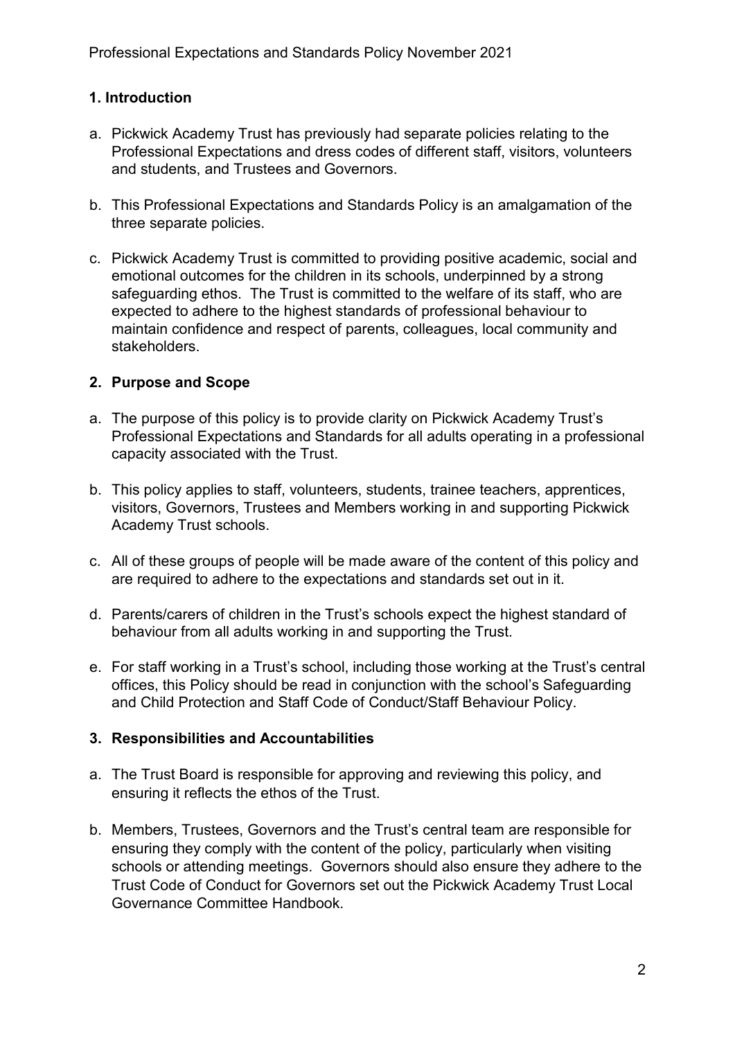## 1. Introduction

a. Pickwick Academy Trust has previously had separate policies relating to the Professional Expectations and dress codes of different staff, visitors, volunteers and students, and Trustees and Governors.

b. This Professional Expectations and Standards Policy is an amalgamation of the three separate policies.

c. Pickwick Academy Trust is committed to providing positive academic, social and emotional outcomes for the children in its schools, underpinned by a strong safeguarding ethos. The Trust is committed to the welfare of its staff, who are expected to adhere to the highest standards of professional behaviour to maintain confidence and respect of parents, colleagues, local community and stakeholders.

## 2. Purpose and Scope

a. The purpose of this policy is to provide clarity on Pickwick Academy Trust's Professional Expectations and Standards for all adults operating in a professional capacity associated with the Trust.

b. This policy applies to staff, volunteers, students, trainee teachers, apprentices, visitors, Governors, Trustees and Members working in and supporting Pickwick Academy Trust schools.

c. All of these groups of people will be made aware of the content of this policy and are required to adhere to the expectations and standards set out in it.

d. Parents/carers of children in the Trust's schools expect the highest standard of behaviour from all adults working in and supporting the Trust.

e. For staff working in a Trust's school, including those working at the Trust's central offices, this Policy should be read in conjunction with the school's Safeguarding and Child Protection and Staff Code of Conduct/Staff Behaviour Policy.

## 3. Responsibilities and Accountabilities

a. The Trust Board is responsible for approving and reviewing this policy, and ensuring it reflects the ethos of the Trust.

b. Members, Trustees, Governors and the Trust's central team are responsible for ensuring they comply with the content of the policy, particularly when visiting schools or attending meetings. Governors should also ensure they adhere to the Trust Code of Conduct for Governors set out the Pickwick Academy Trust Local Governance Committee Handbook.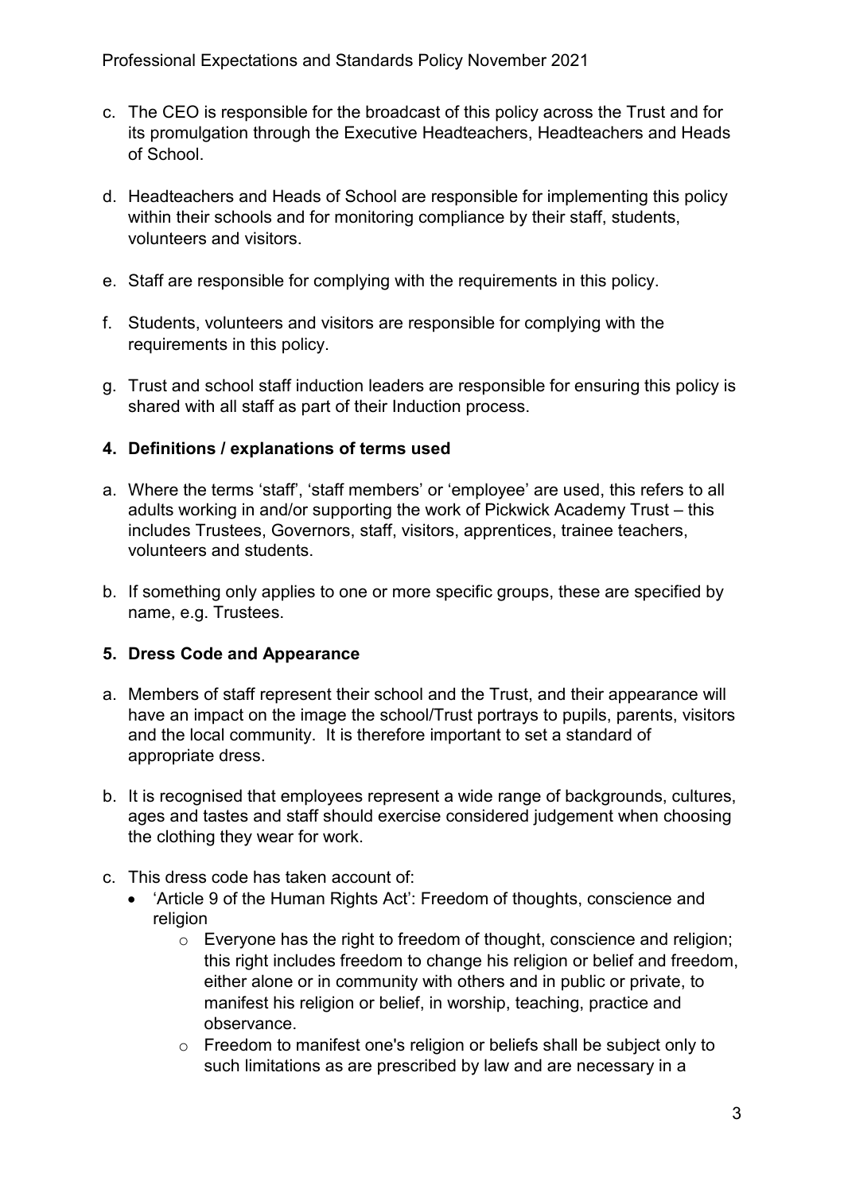c. The CEO is responsible for the broadcast of this policy across the Trust and for its promulgation through the Executive Headteachers, Headteachers and Heads of School.

d. Headteachers and Heads of School are responsible for implementing this policy within their schools and for monitoring compliance by their staff, students, volunteers and visitors.

e. Staff are responsible for complying with the requirements in this policy.

f. Students, volunteers and visitors are responsible for complying with the requirements in this policy.

g. Trust and school staff induction leaders are responsible for ensuring this policy is shared with all staff as part of their Induction process.

## 4. Definitions / explanations of terms used

a. Where the terms 'staff', 'staff members' or 'employee' are used, this refers to all adults working in and/or supporting the work of Pickwick Academy Trust – this includes Trustees, Governors, staff, visitors, apprentices, trainee teachers, volunteers and students.

b. If something only applies to one or more specific groups, these are specified by name, e.g. Trustees.

## 5. Dress Code and Appearance

a. Members of staff represent their school and the Trust, and their appearance will have an impact on the image the school/Trust portrays to pupils, parents, visitors and the local community. It is therefore important to set a standard of appropriate dress.

b. It is recognised that employees represent a wide range of backgrounds, cultures, ages and tastes and staff should exercise considered judgement when choosing the clothing they wear for work.

c. This dress code has taken account of:
   - 'Article 9 of the Human Rights Act': Freedom of thoughts, conscience and religion
     - Everyone has the right to freedom of thought, conscience and religion; this right includes freedom to change his religion or belief and freedom, either alone or in community with others and in public or private, to manifest his religion or belief, in worship, teaching, practice and observance.
     - Freedom to manifest one's religion or beliefs shall be subject only to such limitations as are prescribed by law and are necessary in a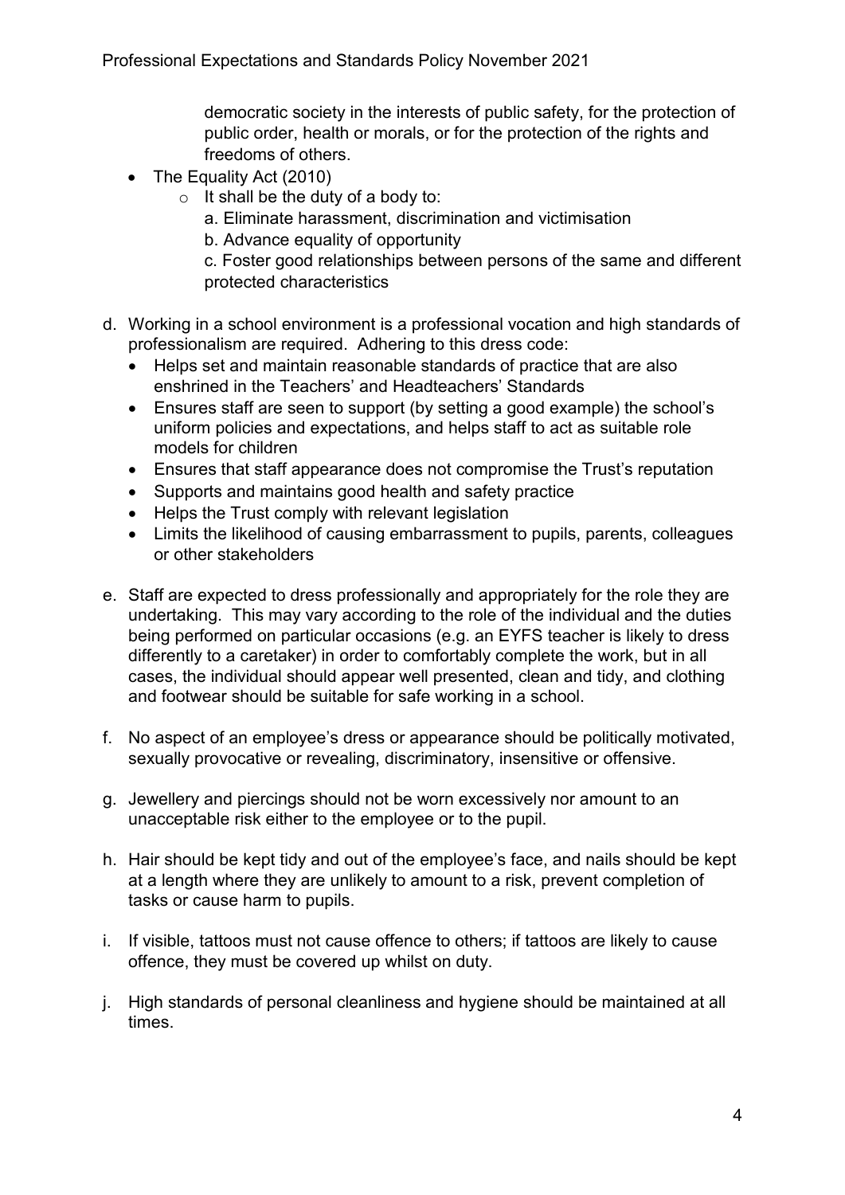democratic society in the interests of public safety, for the protection of public order, health or morals, or for the protection of the rights and freedoms of others.

- The Equality Act (2010)
  - It shall be the duty of a body to:

    a. Eliminate harassment, discrimination and victimisation

    b. Advance equality of opportunity

    c. Foster good relationships between persons of the same and different protected characteristics

d. Working in a school environment is a professional vocation and high standards of professionalism are required. Adhering to this dress code:
   - Helps set and maintain reasonable standards of practice that are also enshrined in the Teachers' and Headteachers' Standards
   - Ensures staff are seen to support (by setting a good example) the school's uniform policies and expectations, and helps staff to act as suitable role models for children
   - Ensures that staff appearance does not compromise the Trust's reputation
   - Supports and maintains good health and safety practice
   - Helps the Trust comply with relevant legislation
   - Limits the likelihood of causing embarrassment to pupils, parents, colleagues or other stakeholders

e. Staff are expected to dress professionally and appropriately for the role they are undertaking. This may vary according to the role of the individual and the duties being performed on particular occasions (e.g. an EYFS teacher is likely to dress differently to a caretaker) in order to comfortably complete the work, but in all cases, the individual should appear well presented, clean and tidy, and clothing and footwear should be suitable for safe working in a school.

f. No aspect of an employee's dress or appearance should be politically motivated, sexually provocative or revealing, discriminatory, insensitive or offensive.

g. Jewellery and piercings should not be worn excessively nor amount to an unacceptable risk either to the employee or to the pupil.

h. Hair should be kept tidy and out of the employee's face, and nails should be kept at a length where they are unlikely to amount to a risk, prevent completion of tasks or cause harm to pupils.

i. If visible, tattoos must not cause offence to others; if tattoos are likely to cause offence, they must be covered up whilst on duty.

j. High standards of personal cleanliness and hygiene should be maintained at all times.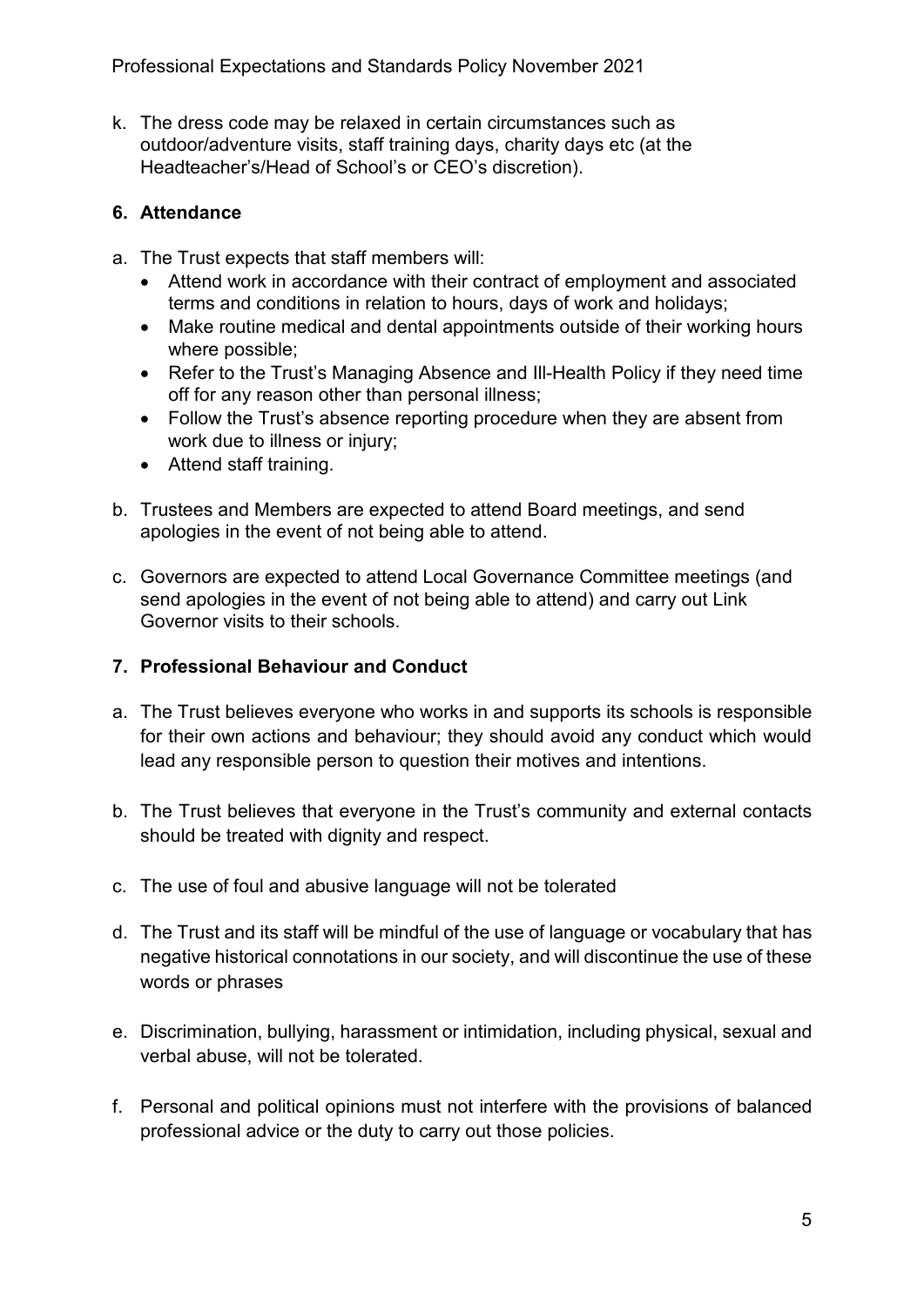k. The dress code may be relaxed in certain circumstances such as outdoor/adventure visits, staff training days, charity days etc (at the Headteacher's/Head of School's or CEO's discretion).

## 6. Attendance

a. The Trust expects that staff members will:
   - Attend work in accordance with their contract of employment and associated terms and conditions in relation to hours, days of work and holidays;
   - Make routine medical and dental appointments outside of their working hours where possible;
   - Refer to the Trust's Managing Absence and Ill-Health Policy if they need time off for any reason other than personal illness;
   - Follow the Trust's absence reporting procedure when they are absent from work due to illness or injury;
   - Attend staff training.

b. Trustees and Members are expected to attend Board meetings, and send apologies in the event of not being able to attend.

c. Governors are expected to attend Local Governance Committee meetings (and send apologies in the event of not being able to attend) and carry out Link Governor visits to their schools.

## 7. Professional Behaviour and Conduct

a. The Trust believes everyone who works in and supports its schools is responsible for their own actions and behaviour; they should avoid any conduct which would lead any responsible person to question their motives and intentions.

b. The Trust believes that everyone in the Trust's community and external contacts should be treated with dignity and respect.

c. The use of foul and abusive language will not be tolerated

d. The Trust and its staff will be mindful of the use of language or vocabulary that has negative historical connotations in our society, and will discontinue the use of these words or phrases

e. Discrimination, bullying, harassment or intimidation, including physical, sexual and verbal abuse, will not be tolerated.

f. Personal and political opinions must not interfere with the provisions of balanced professional advice or the duty to carry out those policies.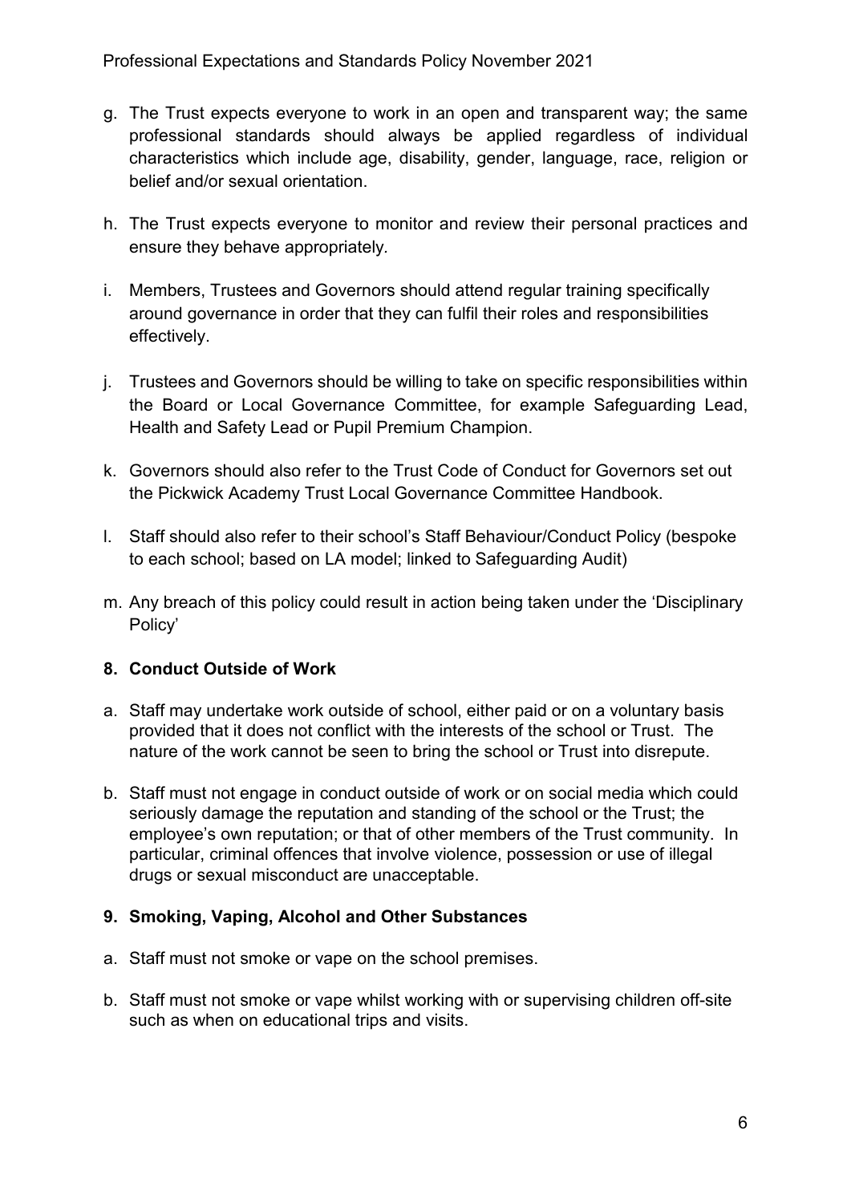g. The Trust expects everyone to work in an open and transparent way; the same professional standards should always be applied regardless of individual characteristics which include age, disability, gender, language, race, religion or belief and/or sexual orientation.

h. The Trust expects everyone to monitor and review their personal practices and ensure they behave appropriately.

i. Members, Trustees and Governors should attend regular training specifically around governance in order that they can fulfil their roles and responsibilities effectively.

j. Trustees and Governors should be willing to take on specific responsibilities within the Board or Local Governance Committee, for example Safeguarding Lead, Health and Safety Lead or Pupil Premium Champion.

k. Governors should also refer to the Trust Code of Conduct for Governors set out the Pickwick Academy Trust Local Governance Committee Handbook.

l. Staff should also refer to their school's Staff Behaviour/Conduct Policy (bespoke to each school; based on LA model; linked to Safeguarding Audit)

m. Any breach of this policy could result in action being taken under the 'Disciplinary Policy'

## 8. Conduct Outside of Work

a. Staff may undertake work outside of school, either paid or on a voluntary basis provided that it does not conflict with the interests of the school or Trust. The nature of the work cannot be seen to bring the school or Trust into disrepute.

b. Staff must not engage in conduct outside of work or on social media which could seriously damage the reputation and standing of the school or the Trust; the employee's own reputation; or that of other members of the Trust community. In particular, criminal offences that involve violence, possession or use of illegal drugs or sexual misconduct are unacceptable.

## 9. Smoking, Vaping, Alcohol and Other Substances

a. Staff must not smoke or vape on the school premises.

b. Staff must not smoke or vape whilst working with or supervising children off-site such as when on educational trips and visits.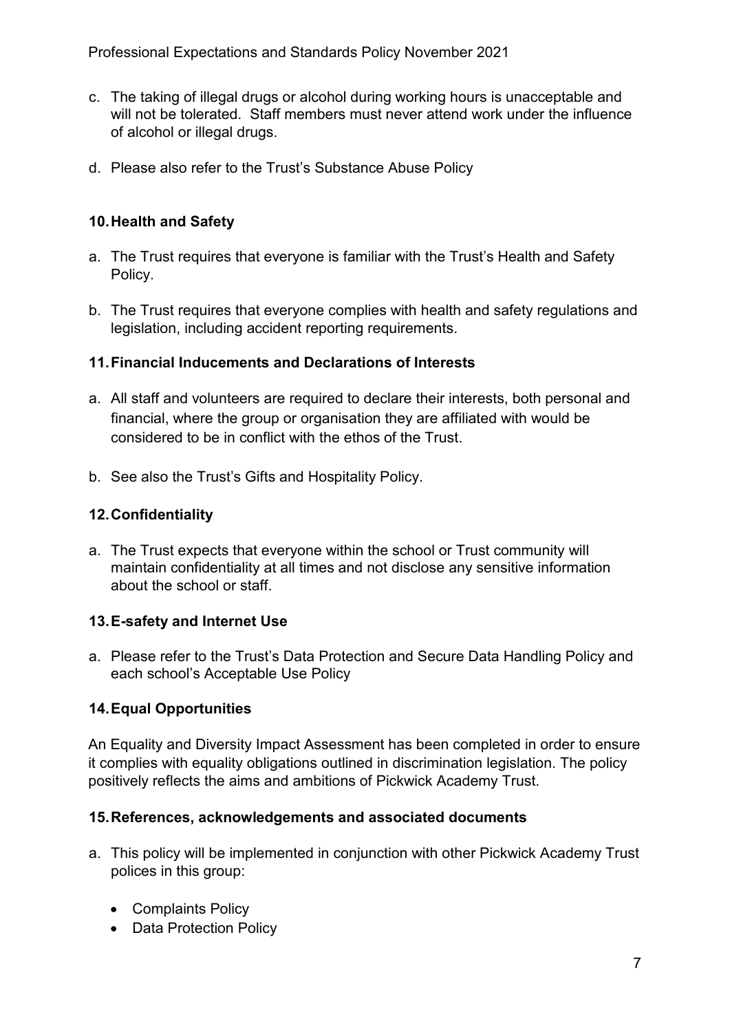c. The taking of illegal drugs or alcohol during working hours is unacceptable and will not be tolerated. Staff members must never attend work under the influence of alcohol or illegal drugs.

d. Please also refer to the Trust's Substance Abuse Policy

## 10. Health and Safety

a. The Trust requires that everyone is familiar with the Trust's Health and Safety Policy.

b. The Trust requires that everyone complies with health and safety regulations and legislation, including accident reporting requirements.

## 11. Financial Inducements and Declarations of Interests

a. All staff and volunteers are required to declare their interests, both personal and financial, where the group or organisation they are affiliated with would be considered to be in conflict with the ethos of the Trust.

b. See also the Trust's Gifts and Hospitality Policy.

## 12. Confidentiality

a. The Trust expects that everyone within the school or Trust community will maintain confidentiality at all times and not disclose any sensitive information about the school or staff.

## 13. E-safety and Internet Use

a. Please refer to the Trust's Data Protection and Secure Data Handling Policy and each school's Acceptable Use Policy

## 14. Equal Opportunities

An Equality and Diversity Impact Assessment has been completed in order to ensure it complies with equality obligations outlined in discrimination legislation. The policy positively reflects the aims and ambitions of Pickwick Academy Trust.

## 15. References, acknowledgements and associated documents

a. This policy will be implemented in conjunction with other Pickwick Academy Trust polices in this group:

- Complaints Policy
- Data Protection Policy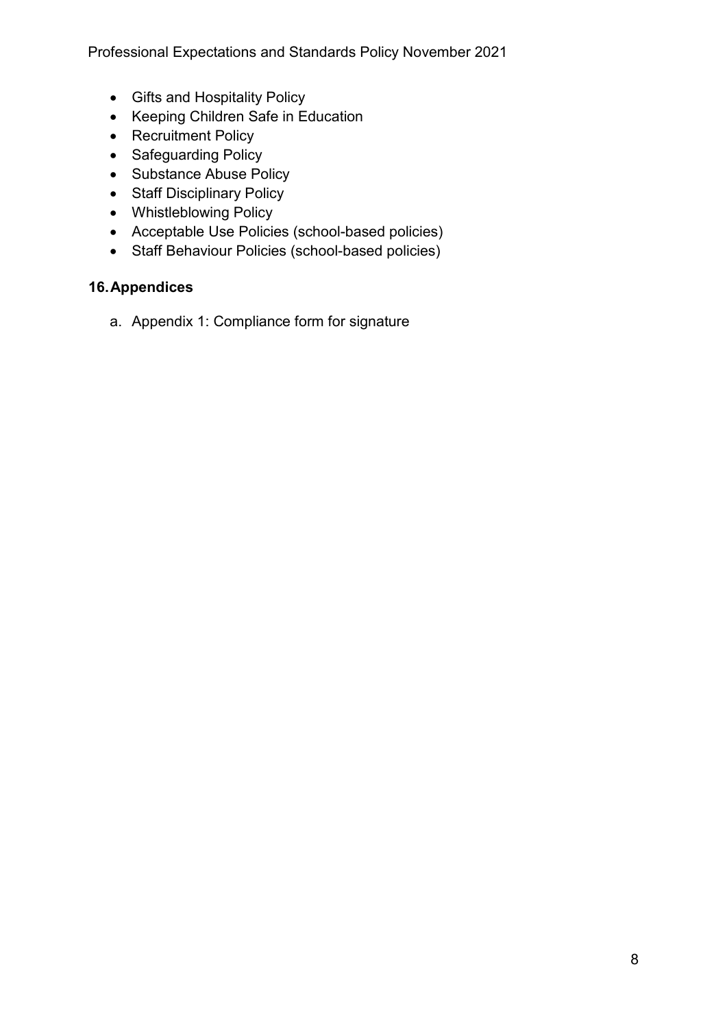- Gifts and Hospitality Policy
- Keeping Children Safe in Education
- Recruitment Policy
- Safeguarding Policy
- Substance Abuse Policy
- Staff Disciplinary Policy
- Whistleblowing Policy
- Acceptable Use Policies (school-based policies)
- Staff Behaviour Policies (school-based policies)

## 16. Appendices

a. Appendix 1: Compliance form for signature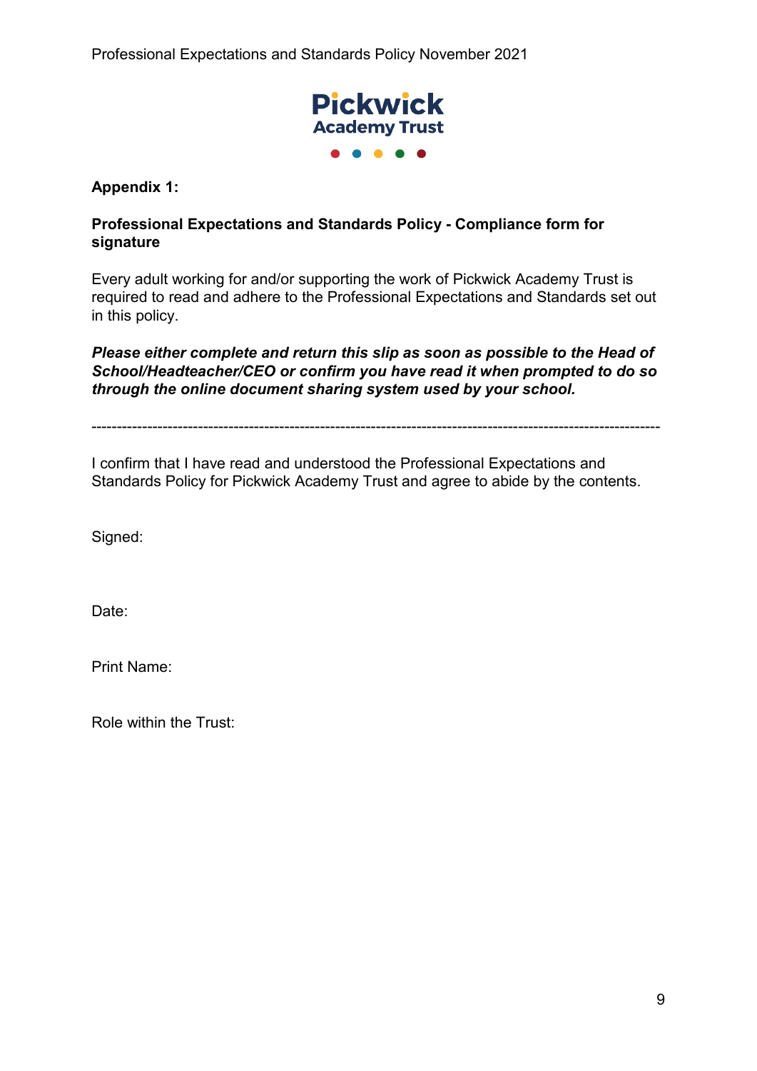Pickwick
Academy Trust

**Appendix 1:**

**Professional Expectations and Standards Policy - Compliance form for signature**

Every adult working for and/or supporting the work of Pickwick Academy Trust is required to read and adhere to the Professional Expectations and Standards set out in this policy.

***Please either complete and return this slip as soon as possible to the Head of School/Headteacher/CEO or confirm you have read it when prompted to do so through the online document sharing system used by your school.***

---

I confirm that I have read and understood the Professional Expectations and Standards Policy for Pickwick Academy Trust and agree to abide by the contents.

Signed:

Date:

Print Name:

Role within the Trust: